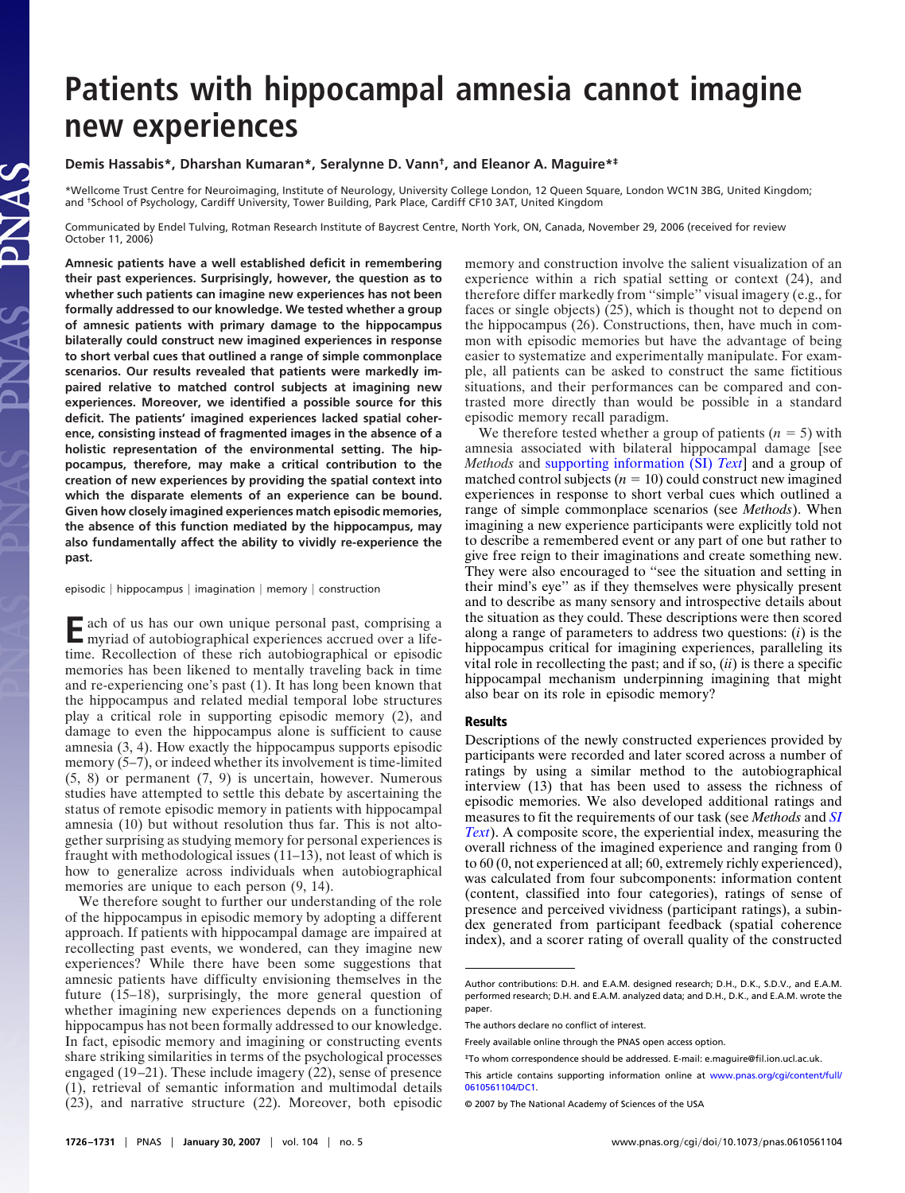# Patients with hippocampal amnesia cannot imagine new experiences

**Demis Hassabis\*, Dharshan Kumaran\*, Seralynne D. Vann†, and Eleanor A. Maguire\*‡**

\*Wellcome Trust Centre for Neuroimaging, Institute of Neurology, University College London, 12 Queen Square, London WC1N 3BG, United Kingdom; and †School of Psychology, Cardiff University, Tower Building, Park Place, Cardiff CF10 3AT, United Kingdom

Communicated by Endel Tulving, Rotman Research Institute of Baycrest Centre, North York, ON, Canada, November 29, 2006 (received for review October 11, 2006)

**Amnesic patients have a well established deficit in remembering their past experiences. Surprisingly, however, the question as to whether such patients can imagine new experiences has not been formally addressed to our knowledge. We tested whether a group of amnesic patients with primary damage to the hippocampus bilaterally could construct new imagined experiences in response to short verbal cues that outlined a range of simple commonplace scenarios. Our results revealed that patients were markedly impaired relative to matched control subjects at imagining new experiences. Moreover, we identified a possible source for this deficit. The patients' imagined experiences lacked spatial coherence, consisting instead of fragmented images in the absence of a holistic representation of the environmental setting. The hippocampus, therefore, may make a critical contribution to the creation of new experiences by providing the spatial context into which the disparate elements of an experience can be bound. Given how closely imagined experiences match episodic memories, the absence of this function mediated by the hippocampus, may also fundamentally affect the ability to vividly re-experience the past.**

episodic | hippocampus | imagination | memory | construction

Each of us has our own unique personal past, comprising a myriad of autobiographical experiences accrued over a lifetime. Recollection of these rich autobiographical or episodic memories has been likened to mentally traveling back in time and re-experiencing one's past (1). It has long been known that the hippocampus and related medial temporal lobe structures play a critical role in supporting episodic memory (2), and damage to even the hippocampus alone is sufficient to cause amnesia (3, 4). How exactly the hippocampus supports episodic memory (5–7), or indeed whether its involvement is time-limited (5, 8) or permanent (7, 9) is uncertain, however. Numerous studies have attempted to settle this debate by ascertaining the status of remote episodic memory in patients with hippocampal amnesia (10) but without resolution thus far. This is not altogether surprising as studying memory for personal experiences is fraught with methodological issues (11–13), not least of which is how to generalize across individuals when autobiographical memories are unique to each person (9, 14).

We therefore sought to further our understanding of the role of the hippocampus in episodic memory by adopting a different approach. If patients with hippocampal damage are impaired at recollecting past events, we wondered, can they imagine new experiences? While there have been some suggestions that amnesic patients have difficulty envisioning themselves in the future (15–18), surprisingly, the more general question of whether imagining new experiences depends on a functioning hippocampus has not been formally addressed to our knowledge. In fact, episodic memory and imagining or constructing events share striking similarities in terms of the psychological processes engaged (19–21). These include imagery (22), sense of presence (1), retrieval of semantic information and multimodal details (23), and narrative structure (22). Moreover, both episodic memory and construction involve the salient visualization of an experience within a rich spatial setting or context (24), and therefore differ markedly from "simple" visual imagery (e.g., for faces or single objects) (25), which is thought not to depend on the hippocampus (26). Constructions, then, have much in common with episodic memories but have the advantage of being easier to systematize and experimentally manipulate. For example, all patients can be asked to construct the same fictitious situations, and their performances can be compared and contrasted more directly than would be possible in a standard episodic memory recall paradigm.

We therefore tested whether a group of patients ($n = 5$) with amnesia associated with bilateral hippocampal damage [see *Methods* and supporting information (SI) *Text*] and a group of matched control subjects ($n = 10$) could construct new imagined experiences in response to short verbal cues which outlined a range of simple commonplace scenarios (see *Methods*). When imagining a new experience participants were explicitly told not to describe a remembered event or any part of one but rather to give free reign to their imaginations and create something new. They were also encouraged to "see the situation and setting in their mind's eye" as if they themselves were physically present and to describe as many sensory and introspective details about the situation as they could. These descriptions were then scored along a range of parameters to address two questions: (*i*) is the hippocampus critical for imagining experiences, paralleling its vital role in recollecting the past; and if so, (*ii*) is there a specific hippocampal mechanism underpinning imagining that might also bear on its role in episodic memory?

## Results

Descriptions of the newly constructed experiences provided by participants were recorded and later scored across a number of ratings by using a similar method to the autobiographical interview (13) that has been used to assess the richness of episodic memories. We also developed additional ratings and measures to fit the requirements of our task (see *Methods* and *SI Text*). A composite score, the experiential index, measuring the overall richness of the imagined experience and ranging from 0 to 60 (0, not experienced at all; 60, extremely richly experienced), was calculated from four subcomponents: information content (content, classified into four categories), ratings of sense of presence and perceived vividness (participant ratings), a subindex generated from participant feedback (spatial coherence index), and a scorer rating of overall quality of the constructed

Author contributions: D.H. and E.A.M. designed research; D.H., D.K., S.D.V., and E.A.M. performed research; D.H. and E.A.M. analyzed data; and D.H., D.K., and E.A.M. wrote the paper.

The authors declare no conflict of interest.

Freely available online through the PNAS open access option.

‡To whom correspondence should be addressed. E-mail: e.maguire@fil.ion.ucl.ac.uk.

This article contains supporting information online at www.pnas.org/cgi/content/full/0610561104/DC1.

© 2007 by The National Academy of Sciences of the USA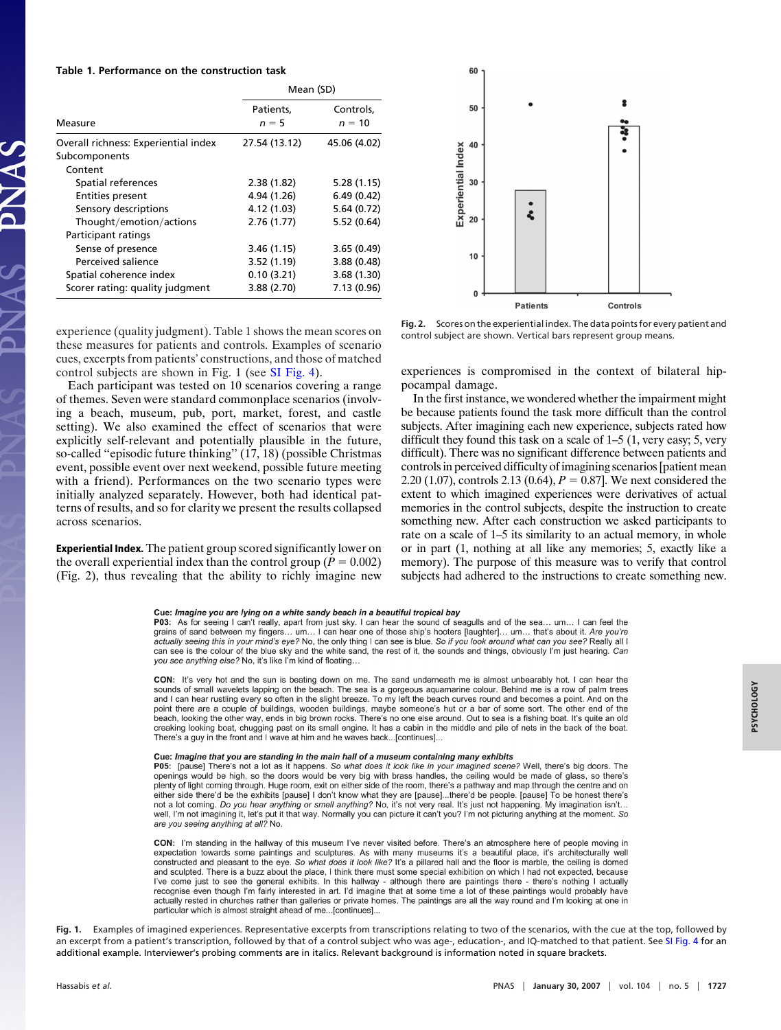**Table 1. Performance on the construction task**

| Measure | Mean (SD) Patients, $n = 5$ | Controls, $n = 10$ |
|---|---|---|
| Overall richness: Experiential index | 27.54 (13.12) | 45.06 (4.02) |
| Subcomponents | | |
| Content | | |
| Spatial references | 2.38 (1.82) | 5.28 (1.15) |
| Entities present | 4.94 (1.26) | 6.49 (0.42) |
| Sensory descriptions | 4.12 (1.03) | 5.64 (0.72) |
| Thought/emotion/actions | 2.76 (1.77) | 5.52 (0.64) |
| Participant ratings | | |
| Sense of presence | 3.46 (1.15) | 3.65 (0.49) |
| Perceived salience | 3.52 (1.19) | 3.88 (0.48) |
| Spatial coherence index | 0.10 (3.21) | 3.68 (1.30) |
| Scorer rating: quality judgment | 3.88 (2.70) | 7.13 (0.96) |

experience (quality judgment). Table 1 shows the mean scores on these measures for patients and controls. Examples of scenario cues, excerpts from patients' constructions, and those of matched control subjects are shown in Fig. 1 (see SI Fig. 4).

Each participant was tested on 10 scenarios covering a range of themes. Seven were standard commonplace scenarios (involving a beach, museum, pub, port, market, forest, and castle setting). We also examined the effect of scenarios that were explicitly self-relevant and potentially plausible in the future, so-called "episodic future thinking" (17, 18) (possible Christmas event, possible event over next weekend, possible future meeting with a friend). Performances on the two scenario types were initially analyzed separately. However, both had identical patterns of results, and so for clarity we present the results collapsed across scenarios.

**Experiential Index.** The patient group scored significantly lower on the overall experiential index than the control group ($P = 0.002$) (Fig. 2), thus revealing that the ability to richly imagine new experiences is compromised in the context of bilateral hippocampal damage.

In the first instance, we wondered whether the impairment might be because patients found the task more difficult than the control subjects. After imagining each new experience, subjects rated how difficult they found this task on a scale of 1–5 (1, very easy; 5, very difficult). There was no significant difference between patients and controls in perceived difficulty of imagining scenarios [patient mean 2.20 (1.07), controls 2.13 (0.64), $P = 0.87$]. We next considered the extent to which imagined experiences were derivatives of actual memories in the control subjects, despite the instruction to create something new. After each construction we asked participants to rate on a scale of 1–5 its similarity to an actual memory, in whole or in part (1, nothing at all like any memories; 5, exactly like a memory). The purpose of this measure was to verify that control subjects had adhered to the instructions to create something new.

60
50
40
30
20
10
0
Experiential Index
Patients
Controls

Fig. 2. Scores on the experiential index. The data points for every patient and control subject are shown. Vertical bars represent group means.

**Cue:** ***Imagine you are lying on a white sandy beach in a beautiful tropical bay***

**P03:** As for seeing I can't really, apart from just sky. I can hear the sound of seagulls and of the sea… um… I can feel the grains of sand between my fingers… um… I can hear one of those ship's hooters [laughter]… um… that's about it. *Are you're actually seeing this in your mind's eye?* No, the only thing I can see is blue. *So if you look around what can you see?* Really all I can see is the colour of the blue sky and the white sand, the rest of it, the sounds and things, obviously I'm just hearing. *Can you see anything else?* No, it's like I'm kind of floating…

**CON:** It's very hot and the sun is beating down on me. The sand underneath me is almost unbearably hot. I can hear the sounds of small wavelets lapping on the beach. The sea is a gorgeous aquamarine colour. Behind me is a row of palm trees and I can hear rustling every so often in the slight breeze. To my left the beach curves round and becomes a point. And on the point there are a couple of buildings, wooden buildings, maybe someone's hut or a bar of some sort. The other end of the beach, looking the other way, ends in big brown rocks. There's no one else around. Out to sea is a fishing boat. It's quite an old creaking looking boat, chugging past on its small engine. It has a cabin in the middle and pile of nets in the back of the boat. There's a guy in the front and I wave at him and he waves back...[continues]...

**Cue:** ***Imagine that you are standing in the main hall of a museum containing many exhibits***

**P05:** [pause] There's not a lot as it happens. *So what does it look like in your imagined scene?* Well, there's big doors. The openings would be high, so the doors would be very big with brass handles, the ceiling would be made of glass, so there's plenty of light coming through. Huge room, exit on either side of the room, there's a pathway and map through the centre and on either side there'd be the exhibits [pause] I don't know what they are [pause]...there'd be people. [pause] To be honest there's not a lot coming. *Do you hear anything or smell anything?* No, it's not very real. It's just not happening. My imagination isn't… well, I'm not imagining it, let's put it that way. Normally you can picture it can't you? I'm not picturing anything at the moment. *So are you seeing anything at all?* No.

**CON:** I'm standing in the hallway of this museum I've never visited before. There's an atmosphere here of people moving in expectation towards some paintings and sculptures. As with many museums it's a beautiful place, it's architecturally well constructed and pleasant to the eye. *So what does it look like?* It's a pillared hall and the floor is marble, the ceiling is domed and sculpted. There is a buzz about the place, I think there some special exhibition on which I had not expected, because I've come just to see the general exhibits. In this hallway - although there are paintings there - there's nothing I actually recognise even though I'm fairly interested in art. I'd imagine that at some time a lot of these paintings would probably have actually rested in churches rather than galleries or private homes. The paintings are all the way round and I'm looking at one in particular which is almost straight ahead of me...[continues]...

Fig. 1. Examples of imagined experiences. Representative excerpts from transcriptions relating to two of the scenarios, with the cue at the top, followed by an excerpt from a patient's transcription, followed by that of a control subject who was age-, education-, and IQ-matched to that patient. See SI Fig. 4 for an additional example. Interviewer's probing comments are in italics. Relevant background is information noted in square brackets.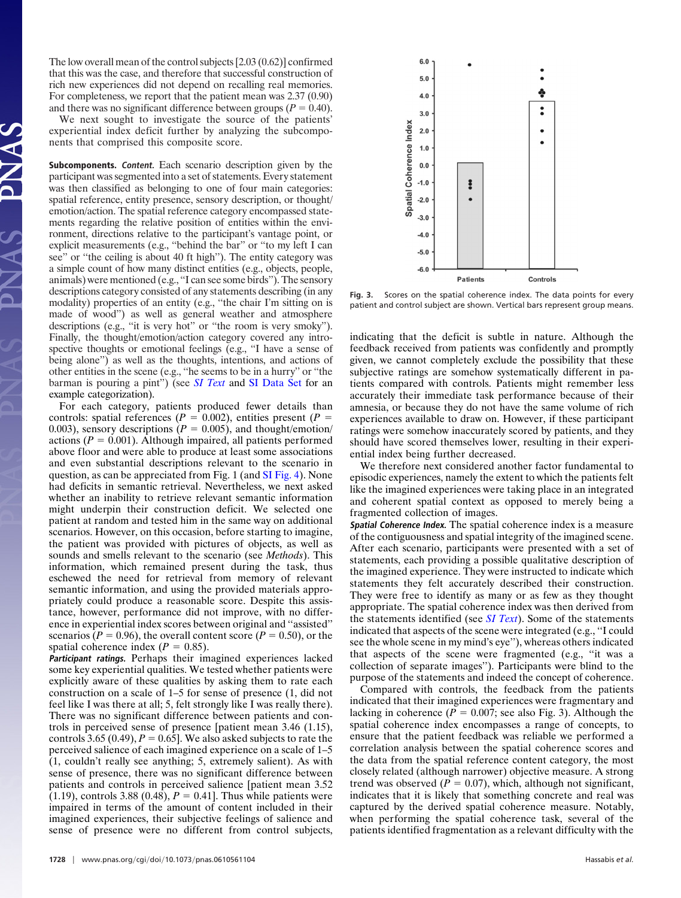The low overall mean of the control subjects [2.03 (0.62)] confirmed that this was the case, and therefore that successful construction of rich new experiences did not depend on recalling real memories. For completeness, we report that the patient mean was 2.37 (0.90) and there was no significant difference between groups ($P = 0.40$).

We next sought to investigate the source of the patients' experiential index deficit further by analyzing the subcomponents that comprised this composite score.

**Subcomponents.** ***Content.*** Each scenario description given by the participant was segmented into a set of statements. Every statement was then classified as belonging to one of four main categories: spatial reference, entity presence, sensory description, or thought/emotion/action. The spatial reference category encompassed statements regarding the relative position of entities within the environment, directions relative to the participant's vantage point, or explicit measurements (e.g., "behind the bar" or "to my left I can see" or "the ceiling is about 40 ft high"). The entity category was a simple count of how many distinct entities (e.g., objects, people, animals) were mentioned (e.g., "I can see some birds"). The sensory descriptions category consisted of any statements describing (in any modality) properties of an entity (e.g., "the chair I'm sitting on is made of wood") as well as general weather and atmosphere descriptions (e.g., "it is very hot" or "the room is very smoky"). Finally, the thought/emotion/action category covered any introspective thoughts or emotional feelings (e.g., "I have a sense of being alone") as well as the thoughts, intentions, and actions of other entities in the scene (e.g., "he seems to be in a hurry" or "the barman is pouring a pint") (see *SI Text* and SI Data Set for an example categorization).

For each category, patients produced fewer details than controls: spatial references ($P = 0.002$), entities present ($P = 0.003$), sensory descriptions ($P = 0.005$), and thought/emotion/actions ($P = 0.001$). Although impaired, all patients performed above floor and were able to produce at least some associations and even substantial descriptions relevant to the scenario in question, as can be appreciated from Fig. 1 (and SI Fig. 4). None had deficits in semantic retrieval. Nevertheless, we next asked whether an inability to retrieve relevant semantic information might underpin their construction deficit. We selected one patient at random and tested him in the same way on additional scenarios. However, on this occasion, before starting to imagine, the patient was provided with pictures of objects, as well as sounds and smells relevant to the scenario (see *Methods*). This information, which remained present during the task, thus eschewed the need for retrieval from memory of relevant semantic information, and using the provided materials appropriately could produce a reasonable score. Despite this assistance, however, performance did not improve, with no difference in experiential index scores between original and "assisted" scenarios ($P = 0.96$), the overall content score ($P = 0.50$), or the spatial coherence index ($P = 0.85$).

***Participant ratings.*** Perhaps their imagined experiences lacked some key experiential qualities. We tested whether patients were explicitly aware of these qualities by asking them to rate each construction on a scale of 1–5 for sense of presence (1, did not feel like I was there at all; 5, felt strongly like I was really there). There was no significant difference between patients and controls in perceived sense of presence [patient mean 3.46 (1.15), controls 3.65 (0.49), $P = 0.65$]. We also asked subjects to rate the perceived salience of each imagined experience on a scale of 1–5 (1, couldn't really see anything; 5, extremely salient). As with sense of presence, there was no significant difference between patients and controls in perceived salience [patient mean 3.52 (1.19), controls 3.88 (0.48), $P = 0.41$]. Thus while patients were impaired in terms of the amount of content included in their imagined experiences, their subjective feelings of salience and sense of presence were no different from control subjects, indicating that the deficit is subtle in nature. Although the feedback received from patients was confidently and promptly given, we cannot completely exclude the possibility that these subjective ratings are somehow systematically different in patients compared with controls. Patients might remember less accurately their immediate task performance because of their amnesia, or because they do not have the same volume of rich experiences available to draw on. However, if these participant ratings were somehow inaccurately scored by patients, and they should have scored themselves lower, resulting in their experiential index being further decreased.

We therefore next considered another factor fundamental to episodic experiences, namely the extent to which the patients felt like the imagined experiences were taking place in an integrated and coherent spatial context as opposed to merely being a fragmented collection of images.

Fig. 3. Scores on the spatial coherence index. The data points for every patient and control subject are shown. Vertical bars represent group means.

***Spatial Coherence Index.*** The spatial coherence index is a measure of the contiguousness and spatial integrity of the imagined scene. After each scenario, participants were presented with a set of statements, each providing a possible qualitative description of the imagined experience. They were instructed to indicate which statements they felt accurately described their construction. They were free to identify as many or as few as they thought appropriate. The spatial coherence index was then derived from the statements identified (see *SI Text*). Some of the statements indicated that aspects of the scene were integrated (e.g., "I could see the whole scene in my mind's eye"), whereas others indicated that aspects of the scene were fragmented (e.g., "it was a collection of separate images"). Participants were blind to the purpose of the statements and indeed the concept of coherence.

Compared with controls, the feedback from the patients indicated that their imagined experiences were fragmentary and lacking in coherence ($P = 0.007$; see also Fig. 3). Although the spatial coherence index encompasses a range of concepts, to ensure that the patient feedback was reliable we performed a correlation analysis between the spatial coherence scores and the data from the spatial reference content category, the most closely related (although narrower) objective measure. A strong trend was observed ($P = 0.07$), which, although not significant, indicates that it is likely that something concrete and real was captured by the derived spatial coherence measure. Notably, when performing the spatial coherence task, several of the patients identified fragmentation as a relevant difficulty with the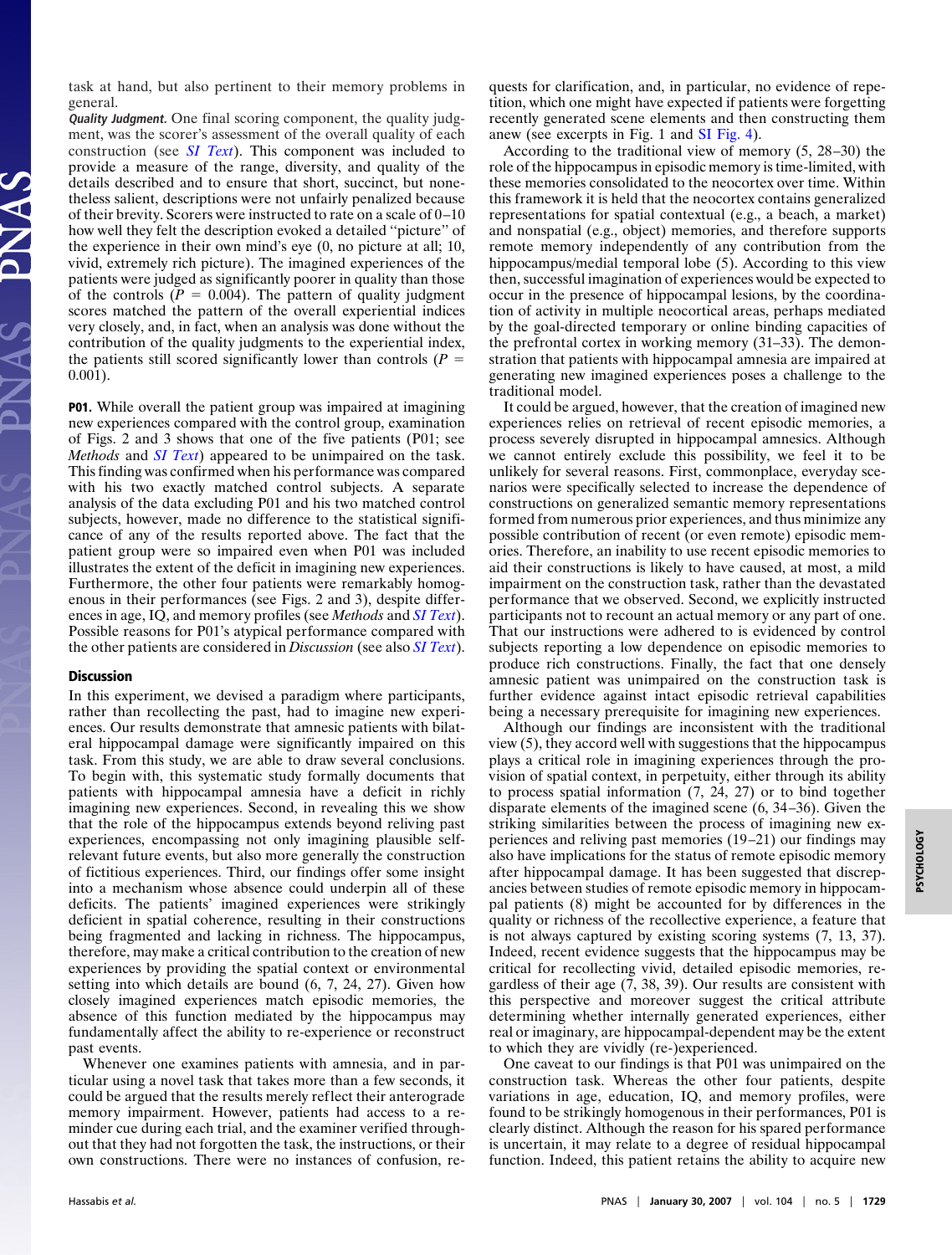task at hand, but also pertinent to their memory problems in general.

***Quality Judgment.*** One final scoring component, the quality judgment, was the scorer's assessment of the overall quality of each construction (see *SI Text*). This component was included to provide a measure of the range, diversity, and quality of the details described and to ensure that short, succinct, but nonetheless salient, descriptions were not unfairly penalized because of their brevity. Scorers were instructed to rate on a scale of 0–10 how well they felt the description evoked a detailed "picture" of the experience in their own mind's eye (0, no picture at all; 10, vivid, extremely rich picture). The imagined experiences of the patients were judged as significantly poorer in quality than those of the controls ($P = 0.004$). The pattern of quality judgment scores matched the pattern of the overall experiential indices very closely, and, in fact, when an analysis was done without the contribution of the quality judgments to the experiential index, the patients still scored significantly lower than controls ($P = 0.001$).

**P01.** While overall the patient group was impaired at imagining new experiences compared with the control group, examination of Figs. 2 and 3 shows that one of the five patients (P01; see *Methods* and *SI Text*) appeared to be unimpaired on the task. This finding was confirmed when his performance was compared with his two exactly matched control subjects. A separate analysis of the data excluding P01 and his two matched control subjects, however, made no difference to the statistical significance of any of the results reported above. The fact that the patient group were so impaired even when P01 was included illustrates the extent of the deficit in imagining new experiences. Furthermore, the other four patients were remarkably homogenous in their performances (see Figs. 2 and 3), despite differences in age, IQ, and memory profiles (see *Methods* and *SI Text*). Possible reasons for P01's atypical performance compared with the other patients are considered in *Discussion* (see also *SI Text*).

## Discussion

In this experiment, we devised a paradigm where participants, rather than recollecting the past, had to imagine new experiences. Our results demonstrate that amnesic patients with bilateral hippocampal damage were significantly impaired on this task. From this study, we are able to draw several conclusions. To begin with, this systematic study formally documents that patients with hippocampal amnesia have a deficit in richly imagining new experiences. Second, in revealing this we show that the role of the hippocampus extends beyond reliving past experiences, encompassing not only imagining plausible self-relevant future events, but also more generally the construction of fictitious experiences. Third, our findings offer some insight into a mechanism whose absence could underpin all of these deficits. The patients' imagined experiences were strikingly deficient in spatial coherence, resulting in their constructions being fragmented and lacking in richness. The hippocampus, therefore, may make a critical contribution to the creation of new experiences by providing the spatial context or environmental setting into which details are bound (6, 7, 24, 27). Given how closely imagined experiences match episodic memories, the absence of this function mediated by the hippocampus may fundamentally affect the ability to re-experience or reconstruct past events.

Whenever one examines patients with amnesia, and in particular using a novel task that takes more than a few seconds, it could be argued that the results merely reflect their anterograde memory impairment. However, patients had access to a reminder cue during each trial, and the examiner verified throughout that they had not forgotten the task, the instructions, or their own constructions. There were no instances of confusion, requests for clarification, and, in particular, no evidence of repetition, which one might have expected if patients were forgetting recently generated scene elements and then constructing them anew (see excerpts in Fig. 1 and *SI* Fig. 4).

According to the traditional view of memory (5, 28–30) the role of the hippocampus in episodic memory is time-limited, with these memories consolidated to the neocortex over time. Within this framework it is held that the neocortex contains generalized representations for spatial contextual (e.g., a beach, a market) and nonspatial (e.g., object) memories, and therefore supports remote memory independently of any contribution from the hippocampus/medial temporal lobe (5). According to this view then, successful imagination of experiences would be expected to occur in the presence of hippocampal lesions, by the coordination of activity in multiple neocortical areas, perhaps mediated by the goal-directed temporary or online binding capacities of the prefrontal cortex in working memory (31–33). The demonstration that patients with hippocampal amnesia are impaired at generating new imagined experiences poses a challenge to the traditional model.

It could be argued, however, that the creation of imagined new experiences relies on retrieval of recent episodic memories, a process severely disrupted in hippocampal amnesics. Although we cannot entirely exclude this possibility, we feel it to be unlikely for several reasons. First, commonplace, everyday scenarios were specifically selected to increase the dependence of constructions on generalized semantic memory representations formed from numerous prior experiences, and thus minimize any possible contribution of recent (or even remote) episodic memories. Therefore, an inability to use recent episodic memories to aid their constructions is likely to have caused, at most, a mild impairment on the construction task, rather than the devastated performance that we observed. Second, we explicitly instructed participants not to recount an actual memory or any part of one. That our instructions were adhered to is evidenced by control subjects reporting a low dependence on episodic memories to produce rich constructions. Finally, the fact that one densely amnesic patient was unimpaired on the construction task is further evidence against intact episodic retrieval capabilities being a necessary prerequisite for imagining new experiences.

Although our findings are inconsistent with the traditional view (5), they accord well with suggestions that the hippocampus plays a critical role in imagining experiences through the provision of spatial context, in perpetuity, either through its ability to process spatial information (7, 24, 27) or to bind together disparate elements of the imagined scene (6, 34–36). Given the striking similarities between the process of imagining new experiences and reliving past memories (19–21) our findings may also have implications for the status of remote episodic memory after hippocampal damage. It has been suggested that discrepancies between studies of remote episodic memory in hippocampal patients (8) might be accounted for by differences in the quality or richness of the recollective experience, a feature that is not always captured by existing scoring systems (7, 13, 37). Indeed, recent evidence suggests that the hippocampus may be critical for recollecting vivid, detailed episodic memories, regardless of their age (7, 38, 39). Our results are consistent with this perspective and moreover suggest the critical attribute determining whether internally generated experiences, either real or imaginary, are hippocampal-dependent may be the extent to which they are vividly (re-)experienced.

One caveat to our findings is that P01 was unimpaired on the construction task. Whereas the other four patients, despite variations in age, education, IQ, and memory profiles, were found to be strikingly homogenous in their performances, P01 is clearly distinct. Although the reason for his spared performance is uncertain, it may relate to a degree of residual hippocampal function. Indeed, this patient retains the ability to acquire new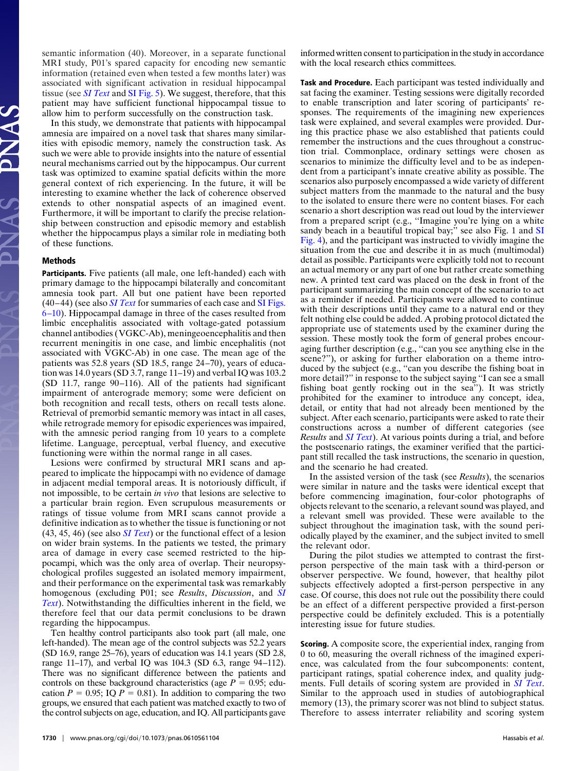semantic information (40). Moreover, in a separate functional MRI study, P01's spared capacity for encoding new semantic information (retained even when tested a few months later) was associated with significant activation in residual hippocampal tissue (see *SI Text* and SI Fig. 5). We suggest, therefore, that this patient may have sufficient functional hippocampal tissue to allow him to perform successfully on the construction task.

In this study, we demonstrate that patients with hippocampal amnesia are impaired on a novel task that shares many similarities with episodic memory, namely the construction task. As such we were able to provide insights into the nature of essential neural mechanisms carried out by the hippocampus. Our current task was optimized to examine spatial deficits within the more general context of rich experiencing. In the future, it will be interesting to examine whether the lack of coherence observed extends to other nonspatial aspects of an imagined event. Furthermore, it will be important to clarify the precise relationship between construction and episodic memory and establish whether the hippocampus plays a similar role in mediating both of these functions.

## Methods

**Participants.** Five patients (all male, one left-handed) each with primary damage to the hippocampi bilaterally and concomitant amnesia took part. All but one patient have been reported (40–44) (see also *SI Text* for summaries of each case and SI Figs. 6–10). Hippocampal damage in three of the cases resulted from limbic encephalitis associated with voltage-gated potassium channel antibodies (VGKC-Ab), meningoencephalitis and then recurrent meningitis in one case, and limbic encephalitis (not associated with VGKC-Ab) in one case. The mean age of the patients was 52.8 years (SD 18.5, range 24–70), years of education was 14.0 years (SD 3.7, range 11–19) and verbal IQ was 103.2 (SD 11.7, range 90–116). All of the patients had significant impairment of anterograde memory; some were deficient on both recognition and recall tests, others on recall tests alone. Retrieval of premorbid semantic memory was intact in all cases, while retrograde memory for episodic experiences was impaired, with the amnesic period ranging from 10 years to a complete lifetime. Language, perceptual, verbal fluency, and executive functioning were within the normal range in all cases.

Lesions were confirmed by structural MRI scans and appeared to implicate the hippocampi with no evidence of damage in adjacent medial temporal areas. It is notoriously difficult, if not impossible, to be certain *in vivo* that lesions are selective to a particular brain region. Even scrupulous measurements or ratings of tissue volume from MRI scans cannot provide a definitive indication as to whether the tissue is functioning or not (43, 45, 46) (see also *SI Text*) or the functional effect of a lesion on wider brain systems. In the patients we tested, the primary area of damage in every case seemed restricted to the hippocampi, which was the only area of overlap. Their neuropsychological profiles suggested an isolated memory impairment, and their performance on the experimental task was remarkably homogenous (excluding P01; see *Results*, *Discussion*, and *SI Text*). Notwithstanding the difficulties inherent in the field, we therefore feel that our data permit conclusions to be drawn regarding the hippocampus.

Ten healthy control participants also took part (all male, one left-handed). The mean age of the control subjects was 52.2 years (SD 16.9, range 25–76), years of education was 14.1 years (SD 2.8, range 11–17), and verbal IQ was 104.3 (SD 6.3, range 94–112). There was no significant difference between the patients and controls on these background characteristics (age $P = 0.95$; education $P = 0.95$; IQ $P = 0.81$). In addition to comparing the two groups, we ensured that each patient was matched exactly to two of the control subjects on age, education, and IQ. All participants gave informed written consent to participation in the study in accordance with the local research ethics committees.

**Task and Procedure.** Each participant was tested individually and sat facing the examiner. Testing sessions were digitally recorded to enable transcription and later scoring of participants' responses. The requirements of the imagining new experiences task were explained, and several examples were provided. During this practice phase we also established that patients could remember the instructions and the cues throughout a construction trial. Commonplace, ordinary settings were chosen as scenarios to minimize the difficulty level and to be as independent from a participant's innate creative ability as possible. The scenarios also purposely encompassed a wide variety of different subject matters from the manmade to the natural and the busy to the isolated to ensure there were no content biases. For each scenario a short description was read out loud by the interviewer from a prepared script (e.g., "Imagine you're lying on a white sandy beach in a beautiful tropical bay;" see also Fig. 1 and SI Fig. 4), and the participant was instructed to vividly imagine the situation from the cue and describe it in as much (multimodal) detail as possible. Participants were explicitly told not to recount an actual memory or any part of one but rather create something new. A printed text card was placed on the desk in front of the participant summarizing the main concept of the scenario to act as a reminder if needed. Participants were allowed to continue with their descriptions until they came to a natural end or they felt nothing else could be added. A probing protocol dictated the appropriate use of statements used by the examiner during the session. These mostly took the form of general probes encouraging further description (e.g., "can you see anything else in the scene?"), or asking for further elaboration on a theme introduced by the subject (e.g., "can you describe the fishing boat in more detail?" in response to the subject saying "I can see a small fishing boat gently rocking out in the sea"). It was strictly prohibited for the examiner to introduce any concept, idea, detail, or entity that had not already been mentioned by the subject. After each scenario, participants were asked to rate their constructions across a number of different categories (see *Results* and *SI Text*). At various points during a trial, and before the postscenario ratings, the examiner verified that the participant still recalled the task instructions, the scenario in question, and the scenario he had created.

In the assisted version of the task (see *Results*), the scenarios were similar in nature and the tasks were identical except that before commencing imagination, four-color photographs of objects relevant to the scenario, a relevant sound was played, and a relevant smell was provided. These were available to the subject throughout the imagination task, with the sound periodically played by the examiner, and the subject invited to smell the relevant odor.

During the pilot studies we attempted to contrast the first-person perspective of the main task with a third-person or observer perspective. We found, however, that healthy pilot subjects effectively adopted a first-person perspective in any case. Of course, this does not rule out the possibility there could be an effect of a different perspective provided a first-person perspective could be definitely excluded. This is a potentially interesting issue for future studies.

**Scoring.** A composite score, the experiential index, ranging from 0 to 60, measuring the overall richness of the imagined experience, was calculated from the four subcomponents: content, participant ratings, spatial coherence index, and quality judgments. Full details of scoring system are provided in *SI Text*. Similar to the approach used in studies of autobiographical memory (13), the primary scorer was not blind to subject status. Therefore to assess interrater reliability and scoring system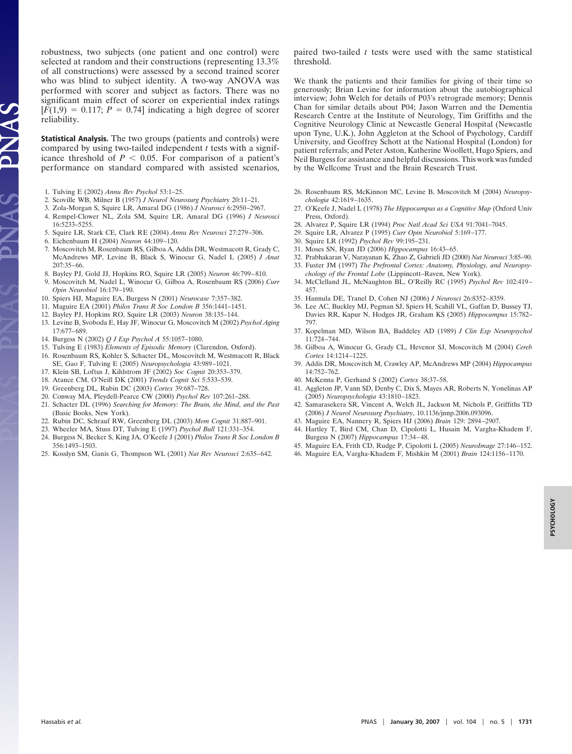robustness, two subjects (one patient and one control) were selected at random and their constructions (representing 13.3% of all constructions) were assessed by a second trained scorer who was blind to subject identity. A two-way ANOVA was performed with scorer and subject as factors. There was no significant main effect of scorer on experiential index ratings [$F(1,9) = 0.117$; $P = 0.74$] indicating a high degree of scorer reliability.

**Statistical Analysis.** The two groups (patients and controls) were compared by using two-tailed independent *t* tests with a significance threshold of $P < 0.05$. For comparison of a patient's performance on standard compared with assisted scenarios, paired two-tailed *t* tests were used with the same statistical threshold.

We thank the patients and their families for giving of their time so generously; Brian Levine for information about the autobiographical interview; John Welch for details of P03's retrograde memory; Dennis Chan for similar details about P04; Jason Warren and the Dementia Research Centre at the Institute of Neurology, Tim Griffiths and the Cognitive Neurology Clinic at Newcastle General Hospital (Newcastle upon Tyne, U.K.), John Aggleton at the School of Psychology, Cardiff University, and Geoffrey Schott at the National Hospital (London) for patient referrals; and Peter Aston, Katherine Woollett, Hugo Spiers, and Neil Burgess for assistance and helpful discussions. This work was funded by the Wellcome Trust and the Brain Research Trust.

1. Tulving E (2002) *Annu Rev Psychol* 53:1–25.
2. Scoville WB, Milner B (1957) *J Neurol Neurosurg Psychiatry* 20:11–21.
3. Zola-Morgan S, Squire LR, Amaral DG (1986) *J Neurosci* 6:2950–2967.
4. Rempel-Clower NL, Zola SM, Squire LR, Amaral DG (1996) *J Neurosci* 16:5233–5255.
5. Squire LR, Stark CE, Clark RE (2004) *Annu Rev Neurosci* 27:279–306.
6. Eichenbaum H (2004) *Neuron* 44:109–120.
7. Moscovitch M, Rosenbaum RS, Gilboa A, Addis DR, Westmacott R, Grady C, McAndrews MP, Levine B, Black S, Winocur G, Nadel L (2005) *J Anat* 207:35–66.
8. Bayley PJ, Gold JJ, Hopkins RO, Squire LR (2005) *Neuron* 46:799–810.
9. Moscovitch M, Nadel L, Winocur G, Gilboa A, Rosenbaum RS (2006) *Curr Opin Neurobiol* 16:179–190.
10. Spiers HJ, Maguire EA, Burgess N (2001) *Neurocase* 7:357–382.
11. Maguire EA (2001) *Philos Trans R Soc London B* 356:1441–1451.
12. Bayley PJ, Hopkins RO, Squire LR (2003) *Neuron* 38:135–144.
13. Levine B, Svoboda E, Hay JF, Winocur G, Moscovitch M (2002) *Psychol Aging* 17:677–689.
14. Burgess N (2002) *Q J Exp Psychol A* 55:1057–1080.
15. Tulving E (1983) *Elements of Episodic Memory* (Clarendon, Oxford).
16. Rosenbaum RS, Kohler S, Schacter DL, Moscovitch M, Westmacott R, Black SE, Gao F, Tulving E (2005) *Neuropsychologia* 43:989–1021.
17. Klein SB, Loftus J, Kihlstrom JF (2002) *Soc Cognit* 20:353–379.
18. Atance CM, O'Neill DK (2001) *Trends Cognit Sci* 5:533–539.
19. Greenberg DL, Rubin DC (2003) *Cortex* 39:687–728.
20. Conway MA, Pleydell-Pearce CW (2000) *Psychol Rev* 107:261–288.
21. Schacter DL (1996) *Searching for Memory: The Brain, the Mind, and the Past* (Basic Books, New York).
22. Rubin DC, Schrauf RW, Greenberg DL (2003) *Mem Cognit* 31:887–901.
23. Wheeler MA, Stuss DT, Tulving E (1997) *Psychol Bull* 121:331–354.
24. Burgess N, Becker S, King JA, O'Keefe J (2001) *Philos Trans R Soc London B* 356:1493–1503.
25. Kosslyn SM, Ganis G, Thompson WL (2001) *Nat Rev Neurosci* 2:635–642.
26. Rosenbaum RS, McKinnon MC, Levine B, Moscovitch M (2004) *Neuropsychologia* 42:1619–1635.
27. O'Keefe J, Nadel L (1978) *The Hippocampus as a Cognitive Map* (Oxford Univ Press, Oxford).
28. Alvarez P, Squire LR (1994) *Proc Natl Acad Sci USA* 91:7041–7045.
29. Squire LR, Alvarez P (1995) *Curr Opin Neurobiol* 5:169–177.
30. Squire LR (1992) *Psychol Rev* 99:195–231.
31. Moses SN, Ryan JD (2006) *Hippocampus* 16:43–65.
32. Prabhakaran V, Narayanan K, Zhao Z, Gabrieli JD (2000) *Nat Neurosci* 3:85–90.
33. Fuster JM (1997) *The Prefrontal Cortex: Anatomy, Physiology, and Neuropsychology of the Frontal Lobe* (Lippincott–Raven, New York).
34. McClelland JL, McNaughton BL, O'Reilly RC (1995) *Psychol Rev* 102:419–457.
35. Hannula DE, Tranel D, Cohen NJ (2006) *J Neurosci* 26:8352–8359.
36. Lee AC, Buckley MJ, Pegman SJ, Spiers H, Scahill VL, Gaffan D, Bussey TJ, Davies RR, Kapur N, Hodges JR, Graham KS (2005) *Hippocampus* 15:782–797.
37. Kopelman MD, Wilson BA, Baddeley AD (1989) *J Clin Exp Neuropsychol* 11:724–744.
38. Gilboa A, Winocur G, Grady CL, Hevenor SJ, Moscovitch M (2004) *Cereb Cortex* 14:1214–1225.
39. Addis DR, Moscovitch M, Crawley AP, McAndrews MP (2004) *Hippocampus* 14:752–762.
40. McKenna P, Gerhand S (2002) *Cortex* 38:37–58.
41. Aggleton JP, Vann SD, Denby C, Dix S, Mayes AR, Roberts N, Yonelinas AP (2005) *Neuropsychologia* 43:1810–1823.
42. Samarasekera SR, Vincent A, Welch JL, Jackson M, Nichols P, Griffiths TD (2006) *J Neurol Neurosurg Psychiatry*, 10.1136/jnnp.2006.093096.
43. Maguire EA, Nannery R, Spiers HJ (2006) *Brain* 129: 2894–2907.
44. Hartley T, Bird CM, Chan D, Cipolotti L, Husain M, Vargha-Khadem F, Burgess N (2007) *Hippocampus* 17:34–48.
45. Maguire EA, Frith CD, Rudge P, Cipolotti L (2005) *NeuroImage* 27:146–152.
46. Maguire EA, Vargha-Khadem F, Mishkin M (2001) *Brain* 124:1156–1170.